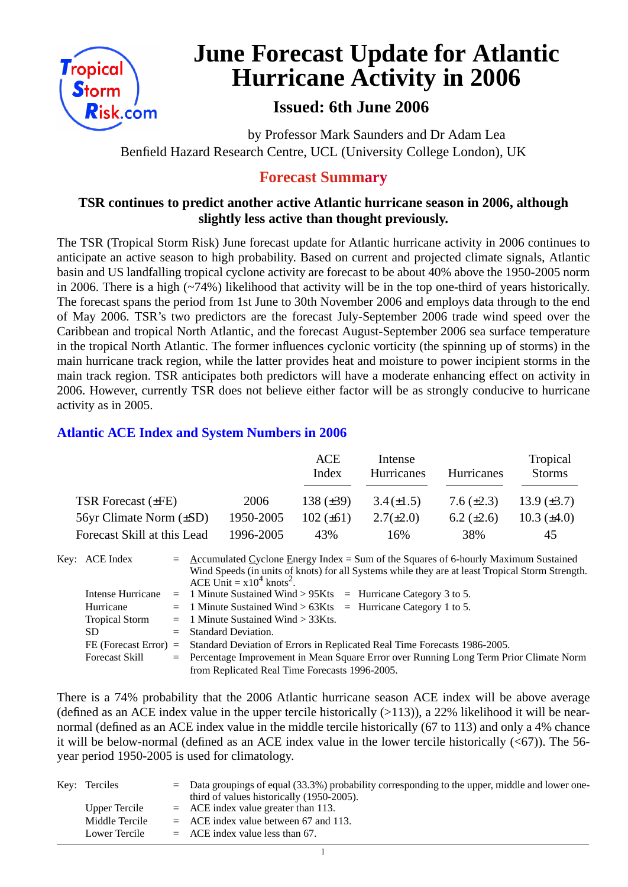# June Forecast Update for Atlantic Hurricane Activity in 2006

## Issued: 6th June 2006

by Professor Mark Saunders and Dr Adam Lea
Benfield Hazard Research Centre, UCL (University College London), UK

## Forecast Summary

**TSR continues to predict another active Atlantic hurricane season in 2006, although slightly less active than thought previously.**

The TSR (Tropical Storm Risk) June forecast update for Atlantic hurricane activity in 2006 continues to anticipate an active season to high probability. Based on current and projected climate signals, Atlantic basin and US landfalling tropical cyclone activity are forecast to be about 40% above the 1950-2005 norm in 2006. There is a high (~74%) likelihood that activity will be in the top one-third of years historically. The forecast spans the period from 1st June to 30th November 2006 and employs data through to the end of May 2006. TSR's two predictors are the forecast July-September 2006 trade wind speed over the Caribbean and tropical North Atlantic, and the forecast August-September 2006 sea surface temperature in the tropical North Atlantic. The former influences cyclonic vorticity (the spinning up of storms) in the main hurricane track region, while the latter provides heat and moisture to power incipient storms in the main track region. TSR anticipates both predictors will have a moderate enhancing effect on activity in 2006. However, currently TSR does not believe either factor will be as strongly conducive to hurricane activity as in 2005.

### Atlantic ACE Index and System Numbers in 2006

| | | ACE Index | Intense Hurricanes | Hurricanes | Tropical Storms |
|---|---|---|---|---|---|
| TSR Forecast (±FE) | 2006 | 138 (±39) | 3.4 (±1.5) | 7.6 (±2.3) | 13.9 (±3.7) |
| 56yr Climate Norm (±SD) | 1950-2005 | 102 (±61) | 2.7(±2.0) | 6.2 (±2.6) | 10.3 (±4.0) |
| Forecast Skill at this Lead | 1996-2005 | 43% | 16% | 38% | 45 |

Key:
- ACE Index = Accumulated Cyclone Energy Index = Sum of the Squares of 6-hourly Maximum Sustained Wind Speeds (in units of knots) for all Systems while they are at least Tropical Storm Strength. ACE Unit = $x10^4$ $knots^2$.
- Intense Hurricane = 1 Minute Sustained Wind > 95Kts = Hurricane Category 3 to 5.
- Hurricane = 1 Minute Sustained Wind > 63Kts = Hurricane Category 1 to 5.
- Tropical Storm = 1 Minute Sustained Wind > 33Kts.
- SD = Standard Deviation.
- FE (Forecast Error) = Standard Deviation of Errors in Replicated Real Time Forecasts 1986-2005.
- Forecast Skill = Percentage Improvement in Mean Square Error over Running Long Term Prior Climate Norm from Replicated Real Time Forecasts 1996-2005.

There is a 74% probability that the 2006 Atlantic hurricane season ACE index will be above average (defined as an ACE index value in the upper tercile historically (>113)), a 22% likelihood it will be near-normal (defined as an ACE index value in the middle tercile historically (67 to 113) and only a 4% chance it will be below-normal (defined as an ACE index value in the lower tercile historically (<67)). The 56-year period 1950-2005 is used for climatology.

Key:
- Terciles = Data groupings of equal (33.3%) probability corresponding to the upper, middle and lower one-third of values historically (1950-2005).
- Upper Tercile = ACE index value greater than 113.
- Middle Tercile = ACE index value between 67 and 113.
- Lower Tercile = ACE index value less than 67.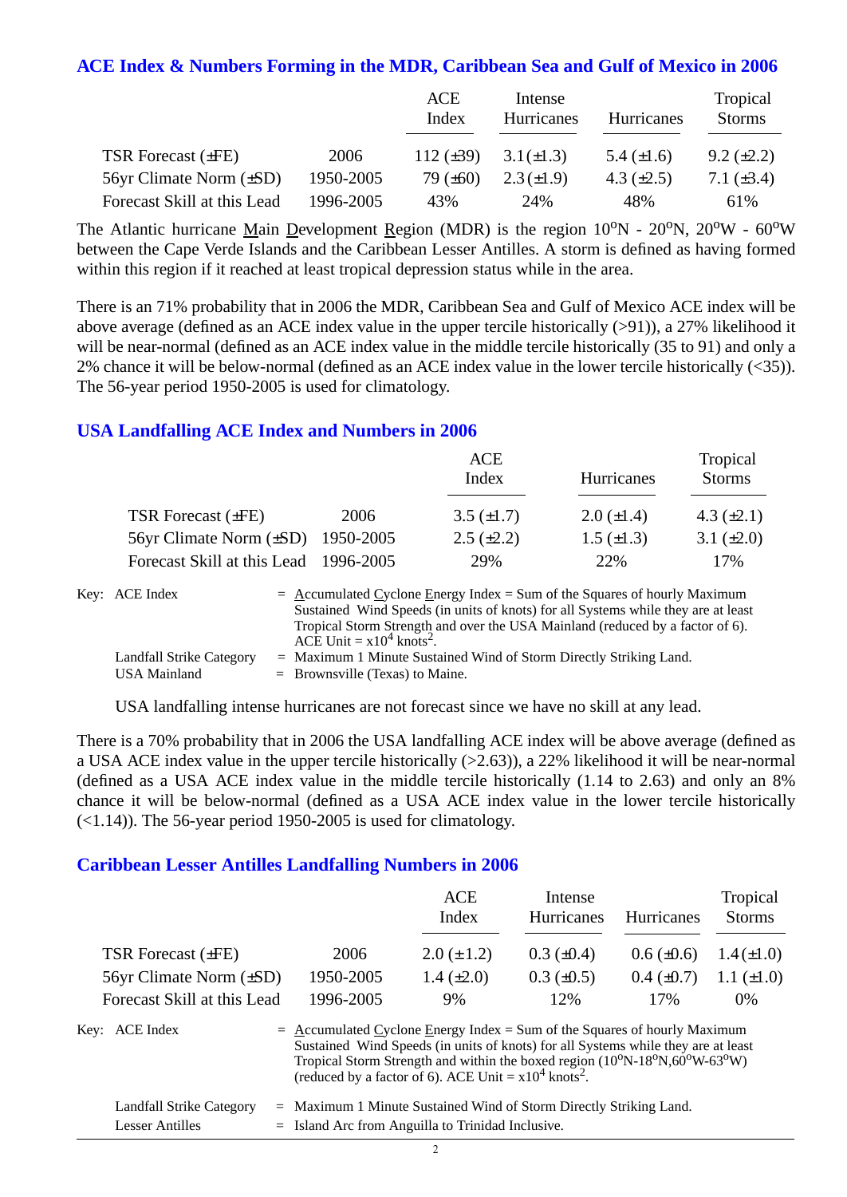## ACE Index & Numbers Forming in the MDR, Caribbean Sea and Gulf of Mexico in 2006

| | | ACE Index | Intense Hurricanes | Hurricanes | Tropical Storms |
|---|---|---|---|---|---|
| TSR Forecast (±FE) | 2006 | 112 (±39) | 3.1(±1.3) | 5.4 (±1.6) | 9.2 (±2.2) |
| 56yr Climate Norm (±SD) | 1950-2005 | 79 (±60) | 2.3(±1.9) | 4.3 (±2.5) | 7.1 (±3.4) |
| Forecast Skill at this Lead | 1996-2005 | 43% | 24% | 48% | 61% |

The Atlantic hurricane Main Development Region (MDR) is the region 10°N - 20°N, 20°W - 60°W between the Cape Verde Islands and the Caribbean Lesser Antilles. A storm is defined as having formed within this region if it reached at least tropical depression status while in the area.

There is an 71% probability that in 2006 the MDR, Caribbean Sea and Gulf of Mexico ACE index will be above average (defined as an ACE index value in the upper tercile historically (>91)), a 27% likelihood it will be near-normal (defined as an ACE index value in the middle tercile historically (35 to 91) and only a 2% chance it will be below-normal (defined as an ACE index value in the lower tercile historically (<35)). The 56-year period 1950-2005 is used for climatology.

## USA Landfalling ACE Index and Numbers in 2006

| | | ACE Index | Hurricanes | Tropical Storms |
|---|---|---|---|---|
| TSR Forecast (±FE) | 2006 | 3.5 (±1.7) | 2.0 (±1.4) | 4.3 (±2.1) |
| 56yr Climate Norm (±SD) | 1950-2005 | 2.5 (±2.2) | 1.5 (±1.3) | 3.1 (±2.0) |
| Forecast Skill at this Lead | 1996-2005 | 29% | 22% | 17% |

Key: ACE Index = Accumulated Cyclone Energy Index = Sum of the Squares of hourly Maximum Sustained Wind Speeds (in units of knots) for all Systems while they are at least Tropical Storm Strength and over the USA Mainland (reduced by a factor of 6). ACE Unit = $x10^4$ knots$^2$.

Landfall Strike Category = Maximum 1 Minute Sustained Wind of Storm Directly Striking Land.

USA Mainland = Brownsville (Texas) to Maine.

USA landfalling intense hurricanes are not forecast since we have no skill at any lead.

There is a 70% probability that in 2006 the USA landfalling ACE index will be above average (defined as a USA ACE index value in the upper tercile historically (>2.63)), a 22% likelihood it will be near-normal (defined as a USA ACE index value in the middle tercile historically (1.14 to 2.63) and only an 8% chance it will be below-normal (defined as a USA ACE index value in the lower tercile historically (<1.14)). The 56-year period 1950-2005 is used for climatology.

## Caribbean Lesser Antilles Landfalling Numbers in 2006

| | | ACE Index | Intense Hurricanes | Hurricanes | Tropical Storms |
|---|---|---|---|---|---|
| TSR Forecast (±FE) | 2006 | 2.0 (±1.2) | 0.3 (±0.4) | 0.6 (±0.6) | 1.4(±1.0) |
| 56yr Climate Norm (±SD) | 1950-2005 | 1.4 (±2.0) | 0.3 (±0.5) | 0.4 (±0.7) | 1.1 (±1.0) |
| Forecast Skill at this Lead | 1996-2005 | 9% | 12% | 17% | 0% |

Key: ACE Index = Accumulated Cyclone Energy Index = Sum of the Squares of hourly Maximum Sustained Wind Speeds (in units of knots) for all Systems while they are at least Tropical Storm Strength and within the boxed region (10°N-18°N,60°W-63°W) (reduced by a factor of 6). ACE Unit = $x10^4$ knots$^2$.

Landfall Strike Category = Maximum 1 Minute Sustained Wind of Storm Directly Striking Land.

Lesser Antilles = Island Arc from Anguilla to Trinidad Inclusive.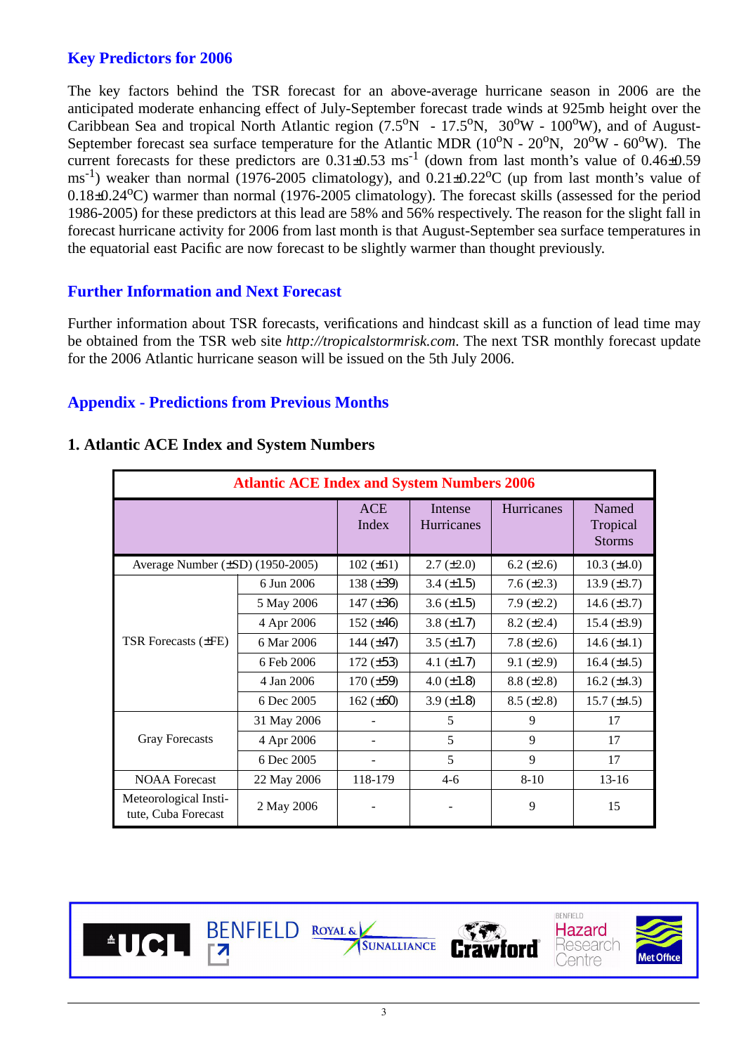## Key Predictors for 2006

The key factors behind the TSR forecast for an above-average hurricane season in 2006 are the anticipated moderate enhancing effect of July-September forecast trade winds at 925mb height over the Caribbean Sea and tropical North Atlantic region (7.5°N - 17.5°N, 30°W - 100°W), and of August-September forecast sea surface temperature for the Atlantic MDR (10°N - 20°N, 20°W - 60°W). The current forecasts for these predictors are 0.31±0.53 $ms^{-1}$ (down from last month's value of 0.46±0.59 $ms^{-1}$) weaker than normal (1976-2005 climatology), and 0.21±0.22°C (up from last month's value of 0.18±0.24°C) warmer than normal (1976-2005 climatology). The forecast skills (assessed for the period 1986-2005) for these predictors at this lead are 58% and 56% respectively. The reason for the slight fall in forecast hurricane activity for 2006 from last month is that August-September sea surface temperatures in the equatorial east Pacific are now forecast to be slightly warmer than thought previously.

## Further Information and Next Forecast

Further information about TSR forecasts, verifications and hindcast skill as a function of lead time may be obtained from the TSR web site *http://tropicalstormrisk.com*. The next TSR monthly forecast update for the 2006 Atlantic hurricane season will be issued on the 5th July 2006.

## Appendix - Predictions from Previous Months

### 1. Atlantic ACE Index and System Numbers

**Atlantic ACE Index and System Numbers 2006**

| | | ACE Index | Intense Hurricanes | Hurricanes | Named Tropical Storms |
|---|---|---|---|---|---|
| Average Number (±SD) (1950-2005) | | 102 (±61) | 2.7 (±2.0) | 6.2 (±2.6) | 10.3 (±4.0) |
| TSR Forecasts (±FE) | 6 Jun 2006 | 138 (±39) | 3.4 (±1.5) | 7.6 (±2.3) | 13.9 (±3.7) |
| | 5 May 2006 | 147 (±36) | 3.6 (±1.5) | 7.9 (±2.2) | 14.6 (±3.7) |
| | 4 Apr 2006 | 152 (±46) | 3.8 (±1.7) | 8.2 (±2.4) | 15.4 (±3.9) |
| | 6 Mar 2006 | 144 (±47) | 3.5 (±1.7) | 7.8 (±2.6) | 14.6 (±4.1) |
| | 6 Feb 2006 | 172 (±53) | 4.1 (±1.7) | 9.1 (±2.9) | 16.4 (±4.5) |
| | 4 Jan 2006 | 170 (±59) | 4.0 (±1.8) | 8.8 (±2.8) | 16.2 (±4.3) |
| | 6 Dec 2005 | 162 (±60) | 3.9 (±1.8) | 8.5 (±2.8) | 15.7 (±4.5) |
| Gray Forecasts | 31 May 2006 | - | 5 | 9 | 17 |
| | 4 Apr 2006 | - | 5 | 9 | 17 |
| | 6 Dec 2005 | - | 5 | 9 | 17 |
| NOAA Forecast | 22 May 2006 | 118-179 | 4-6 | 8-10 | 13-16 |
| Meteorological Institute, Cuba Forecast | 2 May 2006 | - | - | 9 | 15 |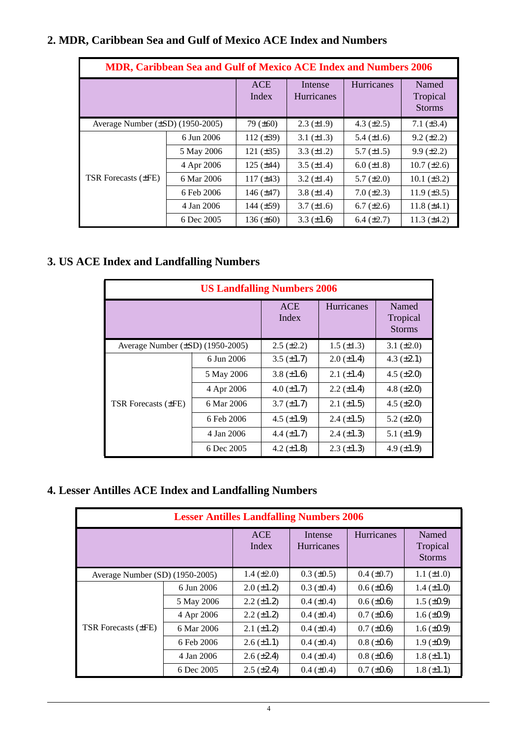## 2. MDR, Caribbean Sea and Gulf of Mexico ACE Index and Numbers

| MDR, Caribbean Sea and Gulf of Mexico ACE Index and Numbers 2006 | | | | | |
|---|---|---|---|---|---|
| | | ACE Index | Intense Hurricanes | Hurricanes | Named Tropical Storms |
| Average Number (±SD) (1950-2005) | | 79 (±60) | 2.3 (±1.9) | 4.3 (±2.5) | 7.1 (±3.4) |
| TSR Forecasts (±FE) | 6 Jun 2006 | 112 (±39) | 3.1 (±1.3) | 5.4 (±1.6) | 9.2 (±2.2) |
| | 5 May 2006 | 121 (±35) | 3.3 (±1.2) | 5.7 (±1.5) | 9.9 (±2.2) |
| | 4 Apr 2006 | 125 (±44) | 3.5 (±1.4) | 6.0 (±1.8) | 10.7 (±2.6) |
| | 6 Mar 2006 | 117 (±43) | 3.2 (±1.4) | 5.7 (±2.0) | 10.1 (±3.2) |
| | 6 Feb 2006 | 146 (±47) | 3.8 (±1.4) | 7.0 (±2.3) | 11.9 (±3.5) |
| | 4 Jan 2006 | 144 (±59) | 3.7 (±1.6) | 6.7 (±2.6) | 11.8 (±4.1) |
| | 6 Dec 2005 | 136 (±60) | 3.3 (±1.6) | 6.4 (±2.7) | 11.3 (±4.2) |

## 3. US ACE Index and Landfalling Numbers

| US Landfalling Numbers 2006 | | | | |
|---|---|---|---|---|
| | | ACE Index | Hurricanes | Named Tropical Storms |
| Average Number (±SD) (1950-2005) | | 2.5 (±2.2) | 1.5 (±1.3) | 3.1 (±2.0) |
| TSR Forecasts (±FE) | 6 Jun 2006 | 3.5 (±1.7) | 2.0 (±1.4) | 4.3 (±2.1) |
| | 5 May 2006 | 3.8 (±1.6) | 2.1 (±1.4) | 4.5 (±2.0) |
| | 4 Apr 2006 | 4.0 (±1.7) | 2.2 (±1.4) | 4.8 (±2.0) |
| | 6 Mar 2006 | 3.7 (±1.7) | 2.1 (±1.5) | 4.5 (±2.0) |
| | 6 Feb 2006 | 4.5 (±1.9) | 2.4 (±1.5) | 5.2 (±2.0) |
| | 4 Jan 2006 | 4.4 (±1.7) | 2.4 (±1.3) | 5.1 (±1.9) |
| | 6 Dec 2005 | 4.2 (±1.8) | 2.3 (±1.3) | 4.9 (±1.9) |

## 4. Lesser Antilles ACE Index and Landfalling Numbers

| Lesser Antilles Landfalling Numbers 2006 | | | | | |
|---|---|---|---|---|---|
| | | ACE Index | Intense Hurricanes | Hurricanes | Named Tropical Storms |
| Average Number (SD) (1950-2005) | | 1.4 (±2.0) | 0.3 (±0.5) | 0.4 (±0.7) | 1.1 (±1.0) |
| TSR Forecasts (±FE) | 6 Jun 2006 | 2.0 (±1.2) | 0.3 (±0.4) | 0.6 (±0.6) | 1.4 (±1.0) |
| | 5 May 2006 | 2.2 (±1.2) | 0.4 (±0.4) | 0.6 (±0.6) | 1.5 (±0.9) |
| | 4 Apr 2006 | 2.2 (±1.2) | 0.4 (±0.4) | 0.7 (±0.6) | 1.6 (±0.9) |
| | 6 Mar 2006 | 2.1 (±1.2) | 0.4 (±0.4) | 0.7 (±0.6) | 1.6 (±0.9) |
| | 6 Feb 2006 | 2.6 (±1.1) | 0.4 (±0.4) | 0.8 (±0.6) | 1.9 (±0.9) |
| | 4 Jan 2006 | 2.6 (±2.4) | 0.4 (±0.4) | 0.8 (±0.6) | 1.8 (±1.1) |
| | 6 Dec 2005 | 2.5 (±2.4) | 0.4 (±0.4) | 0.7 (±0.6) | 1.8 (±1.1) |